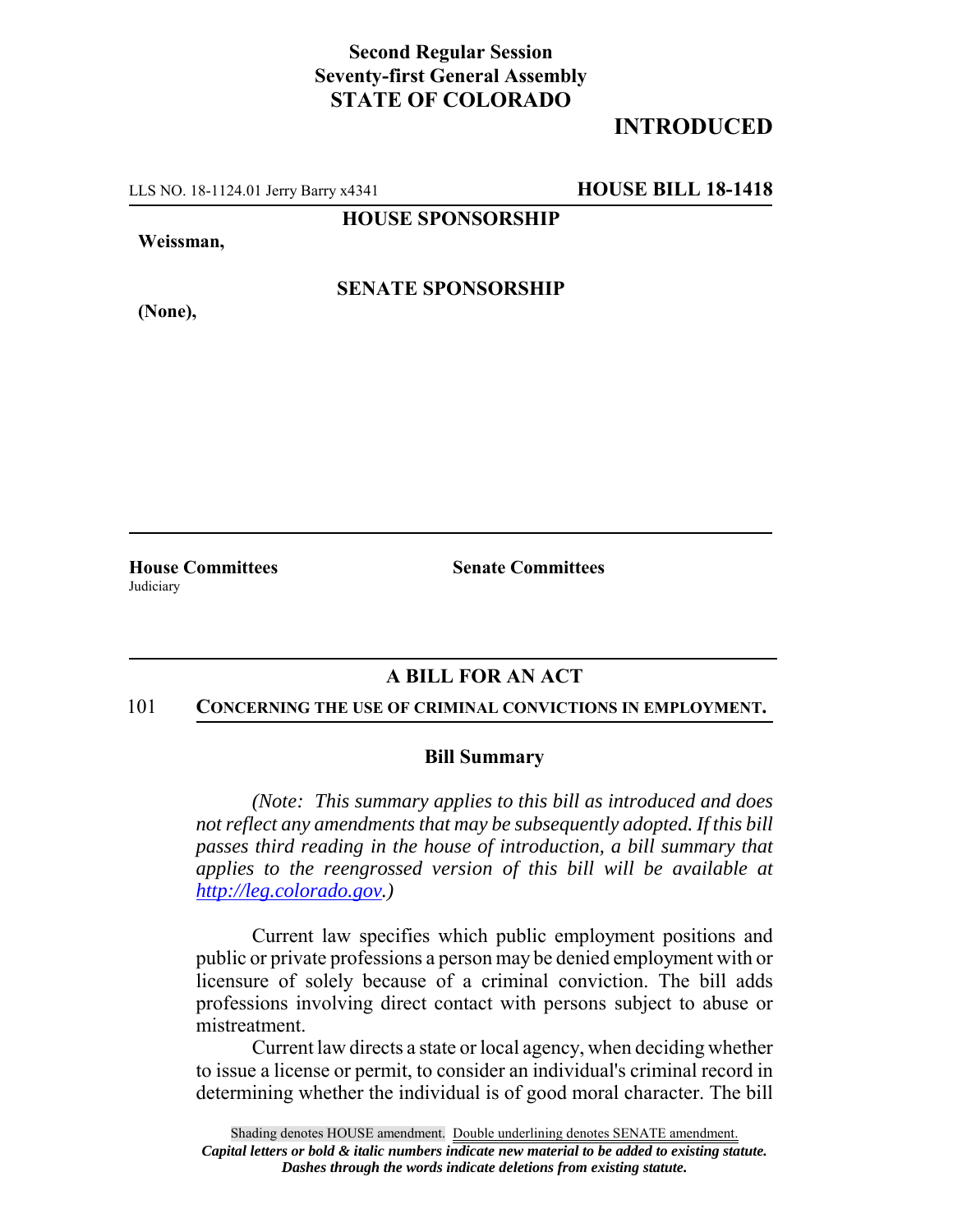**Second Regular Session**
**Seventy-first General Assembly**
**STATE OF COLORADO**

## INTRODUCED

LLS NO. 18-1124.01 Jerry Barry x4341 **HOUSE BILL 18-1418**

**HOUSE SPONSORSHIP**

**Weissman,**

**SENATE SPONSORSHIP**

**(None),**

**House Committees**
Judiciary

**Senate Committees**

## A BILL FOR AN ACT

101 **CONCERNING THE USE OF CRIMINAL CONVICTIONS IN EMPLOYMENT.**

### Bill Summary

*(Note: This summary applies to this bill as introduced and does not reflect any amendments that may be subsequently adopted. If this bill passes third reading in the house of introduction, a bill summary that applies to the reengrossed version of this bill will be available at http://leg.colorado.gov.)*

Current law specifies which public employment positions and public or private professions a person may be denied employment with or licensure of solely because of a criminal conviction. The bill adds professions involving direct contact with persons subject to abuse or mistreatment.

Current law directs a state or local agency, when deciding whether to issue a license or permit, to consider an individual's criminal record in determining whether the individual is of good moral character. The bill

Shading denotes HOUSE amendment. Double underlining denotes SENATE amendment.
*Capital letters or bold & italic numbers indicate new material to be added to existing statute.*
*Dashes through the words indicate deletions from existing statute.*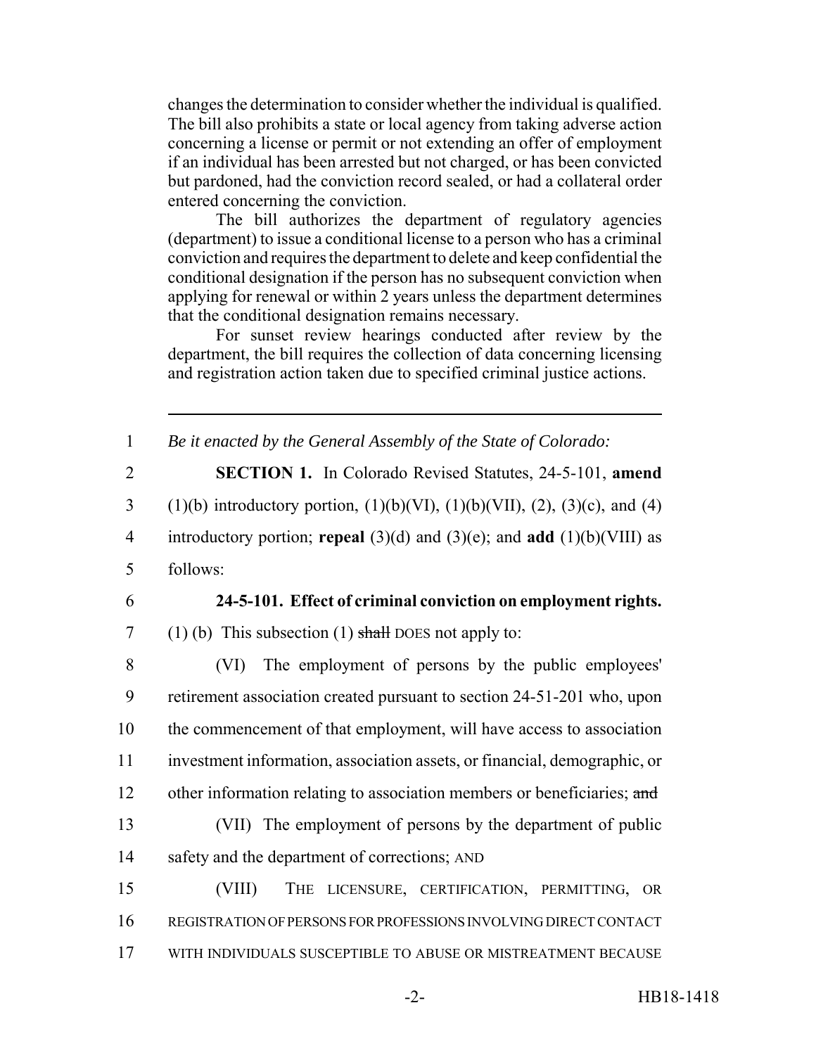changes the determination to consider whether the individual is qualified. The bill also prohibits a state or local agency from taking adverse action concerning a license or permit or not extending an offer of employment if an individual has been arrested but not charged, or has been convicted but pardoned, had the conviction record sealed, or had a collateral order entered concerning the conviction.

The bill authorizes the department of regulatory agencies (department) to issue a conditional license to a person who has a criminal conviction and requires the department to delete and keep confidential the conditional designation if the person has no subsequent conviction when applying for renewal or within 2 years unless the department determines that the conditional designation remains necessary.

For sunset review hearings conducted after review by the department, the bill requires the collection of data concerning licensing and registration action taken due to specified criminal justice actions.

---

1 *Be it enacted by the General Assembly of the State of Colorado:*

2 **SECTION 1.** In Colorado Revised Statutes, 24-5-101, **amend**
3 (1)(b) introductory portion, (1)(b)(VI), (1)(b)(VII), (2), (3)(c), and (4)
4 introductory portion; **repeal** (3)(d) and (3)(e); and **add** (1)(b)(VIII) as
5 follows:

6 **24-5-101. Effect of criminal conviction on employment rights.**
7 (1) (b) This subsection (1) ~~shall~~ DOES not apply to:

8 (VI) The employment of persons by the public employees'
9 retirement association created pursuant to section 24-51-201 who, upon
10 the commencement of that employment, will have access to association
11 investment information, association assets, or financial, demographic, or
12 other information relating to association members or beneficiaries; ~~and~~

13 (VII) The employment of persons by the department of public
14 safety and the department of corrections; AND

15 (VIII) THE LICENSURE, CERTIFICATION, PERMITTING, OR
16 REGISTRATION OF PERSONS FOR PROFESSIONS INVOLVING DIRECT CONTACT
17 WITH INDIVIDUALS SUSCEPTIBLE TO ABUSE OR MISTREATMENT BECAUSE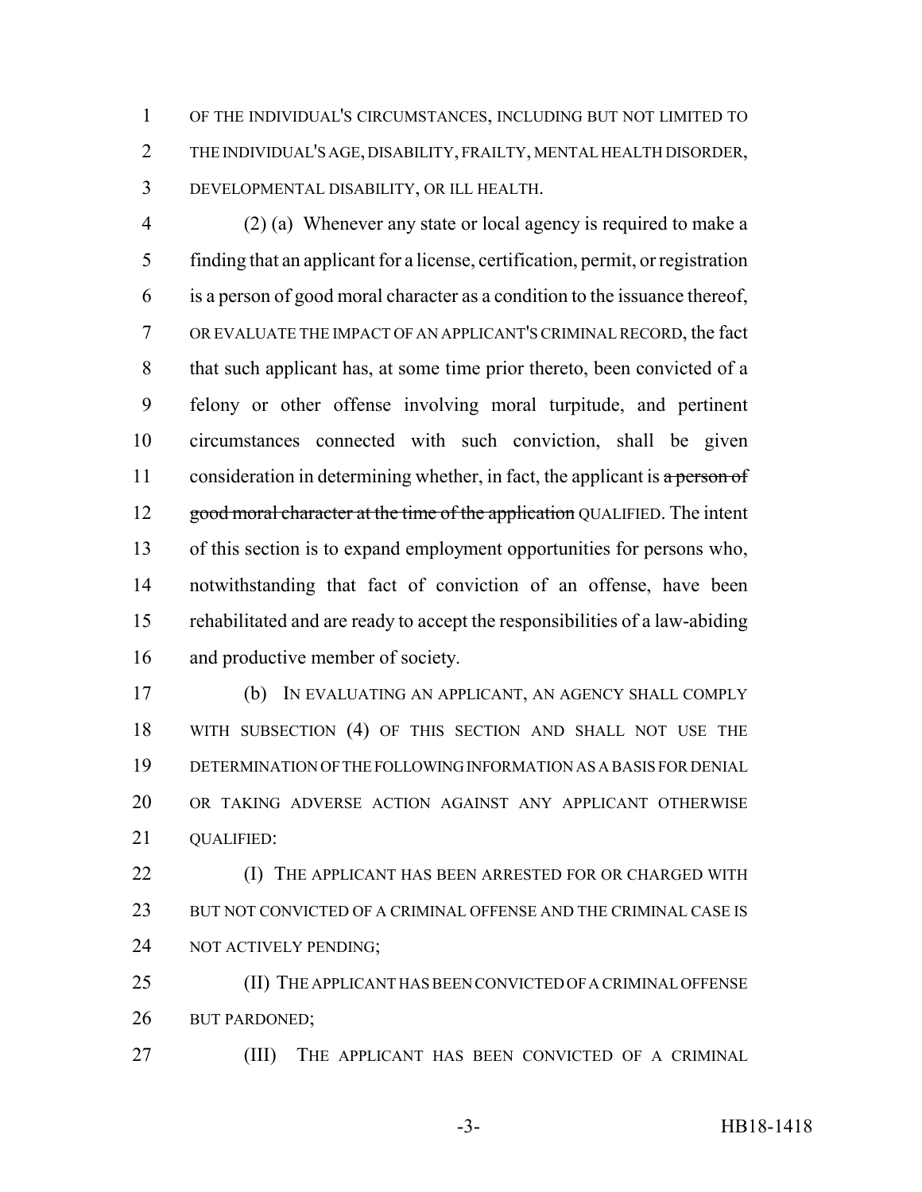OF THE INDIVIDUAL'S CIRCUMSTANCES, INCLUDING BUT NOT LIMITED TO THE INDIVIDUAL'S AGE, DISABILITY, FRAILTY, MENTAL HEALTH DISORDER, DEVELOPMENTAL DISABILITY, OR ILL HEALTH.

(2) (a) Whenever any state or local agency is required to make a finding that an applicant for a license, certification, permit, or registration is a person of good moral character as a condition to the issuance thereof, OR EVALUATE THE IMPACT OF AN APPLICANT'S CRIMINAL RECORD, the fact that such applicant has, at some time prior thereto, been convicted of a felony or other offense involving moral turpitude, and pertinent circumstances connected with such conviction, shall be given consideration in determining whether, in fact, the applicant is ~~a person of good moral character at the time of the application~~ QUALIFIED. The intent of this section is to expand employment opportunities for persons who, notwithstanding that fact of conviction of an offense, have been rehabilitated and are ready to accept the responsibilities of a law-abiding and productive member of society.

(b) IN EVALUATING AN APPLICANT, AN AGENCY SHALL COMPLY WITH SUBSECTION (4) OF THIS SECTION AND SHALL NOT USE THE DETERMINATION OF THE FOLLOWING INFORMATION AS A BASIS FOR DENIAL OR TAKING ADVERSE ACTION AGAINST ANY APPLICANT OTHERWISE QUALIFIED:

(I) THE APPLICANT HAS BEEN ARRESTED FOR OR CHARGED WITH BUT NOT CONVICTED OF A CRIMINAL OFFENSE AND THE CRIMINAL CASE IS NOT ACTIVELY PENDING;

(II) THE APPLICANT HAS BEEN CONVICTED OF A CRIMINAL OFFENSE BUT PARDONED;

(III) THE APPLICANT HAS BEEN CONVICTED OF A CRIMINAL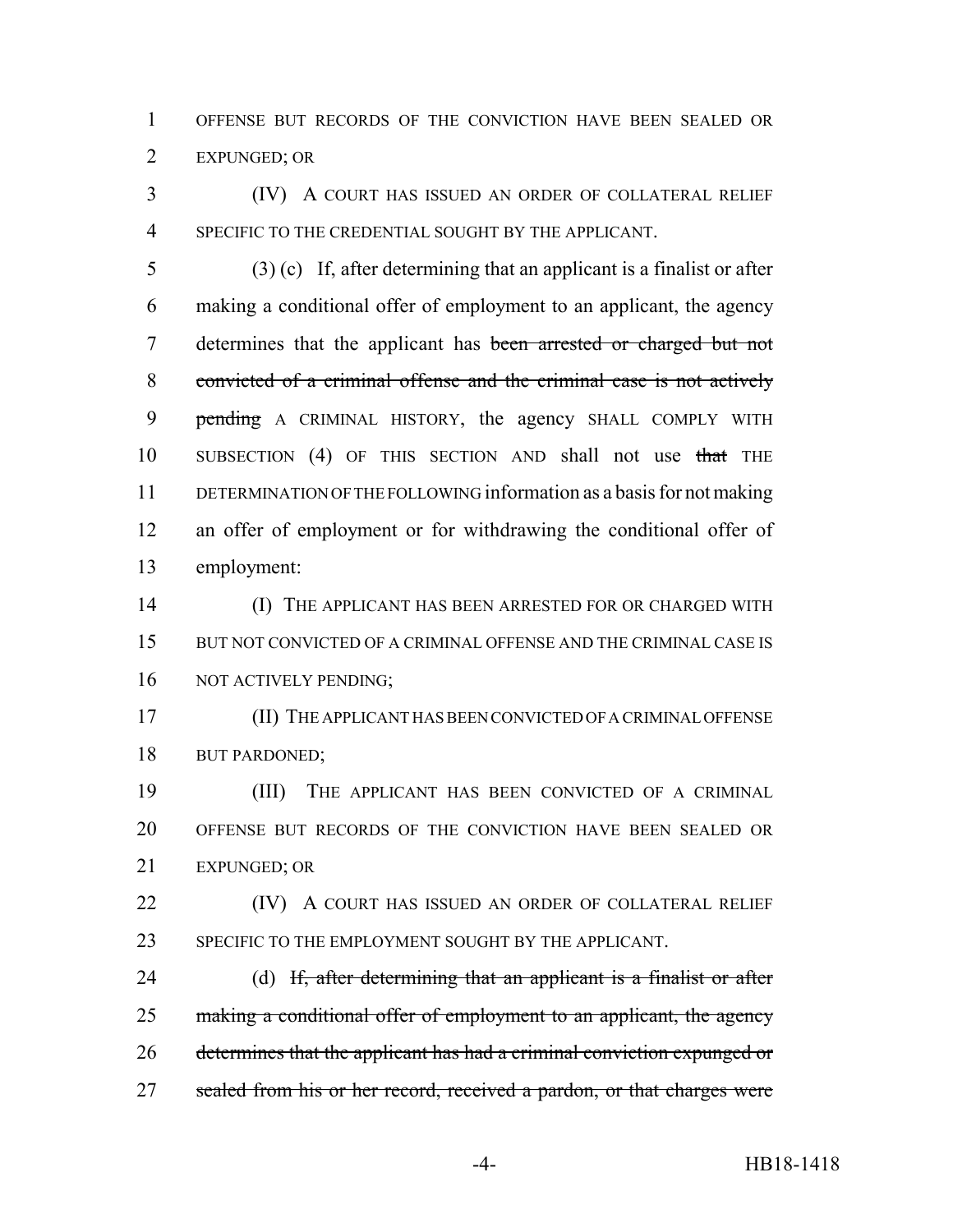OFFENSE BUT RECORDS OF THE CONVICTION HAVE BEEN SEALED OR EXPUNGED; OR

(IV) A COURT HAS ISSUED AN ORDER OF COLLATERAL RELIEF SPECIFIC TO THE CREDENTIAL SOUGHT BY THE APPLICANT.

(3) (c) If, after determining that an applicant is a finalist or after making a conditional offer of employment to an applicant, the agency determines that the applicant has ~~been arrested or charged but not convicted of a criminal offense and the criminal case is not actively pending~~ A CRIMINAL HISTORY, the agency SHALL COMPLY WITH SUBSECTION (4) OF THIS SECTION AND shall not use ~~that~~ THE DETERMINATION OF THE FOLLOWING information as a basis for not making an offer of employment or for withdrawing the conditional offer of employment:

(I) THE APPLICANT HAS BEEN ARRESTED FOR OR CHARGED WITH BUT NOT CONVICTED OF A CRIMINAL OFFENSE AND THE CRIMINAL CASE IS NOT ACTIVELY PENDING;

(II) THE APPLICANT HAS BEEN CONVICTED OF A CRIMINAL OFFENSE BUT PARDONED;

(III) THE APPLICANT HAS BEEN CONVICTED OF A CRIMINAL OFFENSE BUT RECORDS OF THE CONVICTION HAVE BEEN SEALED OR EXPUNGED; OR

(IV) A COURT HAS ISSUED AN ORDER OF COLLATERAL RELIEF SPECIFIC TO THE EMPLOYMENT SOUGHT BY THE APPLICANT.

(d) ~~If, after determining that an applicant is a finalist or after making a conditional offer of employment to an applicant, the agency determines that the applicant has had a criminal conviction expunged or sealed from his or her record, received a pardon, or that charges were~~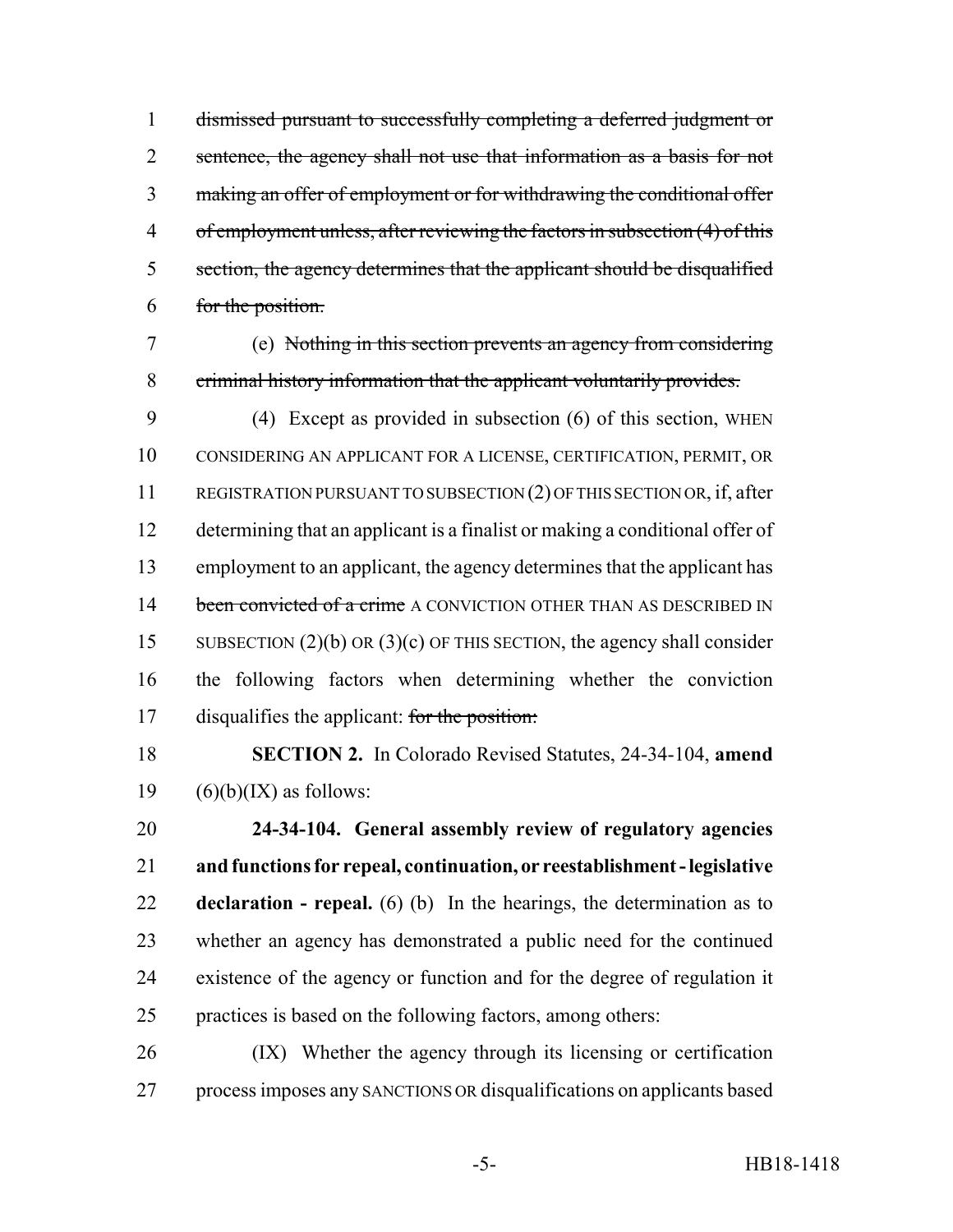dismissed pursuant to successfully completing a deferred judgment or sentence, the agency shall not use that information as a basis for not making an offer of employment or for withdrawing the conditional offer of employment unless, after reviewing the factors in subsection (4) of this section, the agency determines that the applicant should be disqualified for the position.

(e) Nothing in this section prevents an agency from considering criminal history information that the applicant voluntarily provides.

(4) Except as provided in subsection (6) of this section, WHEN CONSIDERING AN APPLICANT FOR A LICENSE, CERTIFICATION, PERMIT, OR REGISTRATION PURSUANT TO SUBSECTION (2) OF THIS SECTION OR, if, after determining that an applicant is a finalist or making a conditional offer of employment to an applicant, the agency determines that the applicant has been convicted of a crime A CONVICTION OTHER THAN AS DESCRIBED IN SUBSECTION (2)(b) OR (3)(c) OF THIS SECTION, the agency shall consider the following factors when determining whether the conviction disqualifies the applicant: for the position:

**SECTION 2.** In Colorado Revised Statutes, 24-34-104, **amend** (6)(b)(IX) as follows:

**24-34-104. General assembly review of regulatory agencies and functions for repeal, continuation, or reestablishment - legislative declaration - repeal.** (6) (b) In the hearings, the determination as to whether an agency has demonstrated a public need for the continued existence of the agency or function and for the degree of regulation it practices is based on the following factors, among others:

(IX) Whether the agency through its licensing or certification process imposes any SANCTIONS OR disqualifications on applicants based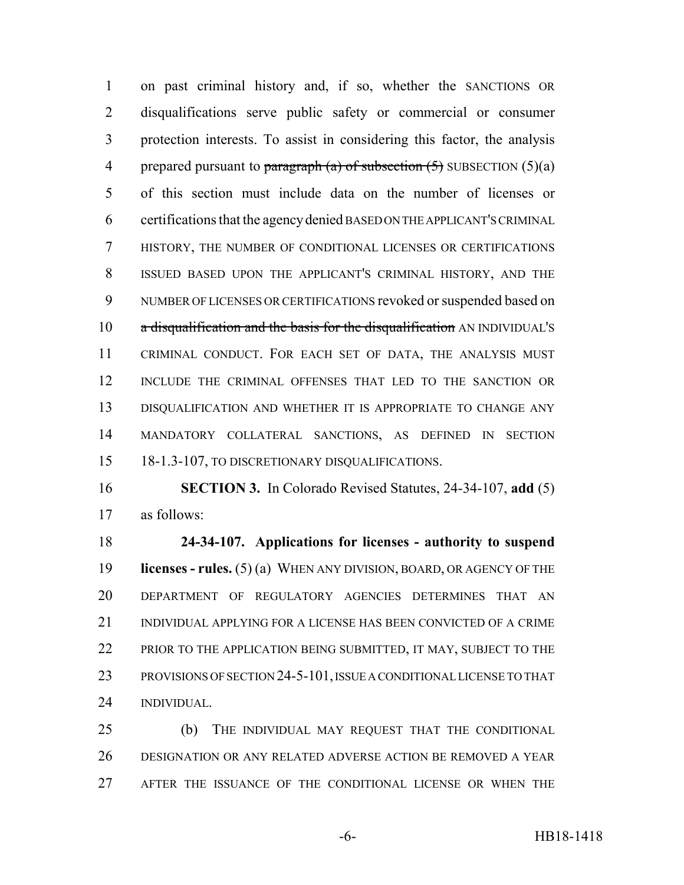on past criminal history and, if so, whether the SANCTIONS OR disqualifications serve public safety or commercial or consumer protection interests. To assist in considering this factor, the analysis prepared pursuant to ~~paragraph (a) of subsection (5)~~ SUBSECTION (5)(a) of this section must include data on the number of licenses or certifications that the agency denied BASED ON THE APPLICANT'S CRIMINAL HISTORY, THE NUMBER OF CONDITIONAL LICENSES OR CERTIFICATIONS ISSUED BASED UPON THE APPLICANT'S CRIMINAL HISTORY, AND THE NUMBER OF LICENSES OR CERTIFICATIONS revoked or suspended based on ~~a disqualification and the basis for the disqualification~~ AN INDIVIDUAL'S CRIMINAL CONDUCT. FOR EACH SET OF DATA, THE ANALYSIS MUST INCLUDE THE CRIMINAL OFFENSES THAT LED TO THE SANCTION OR DISQUALIFICATION AND WHETHER IT IS APPROPRIATE TO CHANGE ANY MANDATORY COLLATERAL SANCTIONS, AS DEFINED IN SECTION 18-1.3-107, TO DISCRETIONARY DISQUALIFICATIONS.

**SECTION 3.** In Colorado Revised Statutes, 24-34-107, **add** (5) as follows:

**24-34-107. Applications for licenses - authority to suspend licenses - rules.** (5) (a) WHEN ANY DIVISION, BOARD, OR AGENCY OF THE DEPARTMENT OF REGULATORY AGENCIES DETERMINES THAT AN INDIVIDUAL APPLYING FOR A LICENSE HAS BEEN CONVICTED OF A CRIME PRIOR TO THE APPLICATION BEING SUBMITTED, IT MAY, SUBJECT TO THE PROVISIONS OF SECTION 24-5-101, ISSUE A CONDITIONAL LICENSE TO THAT INDIVIDUAL.

(b) THE INDIVIDUAL MAY REQUEST THAT THE CONDITIONAL DESIGNATION OR ANY RELATED ADVERSE ACTION BE REMOVED A YEAR AFTER THE ISSUANCE OF THE CONDITIONAL LICENSE OR WHEN THE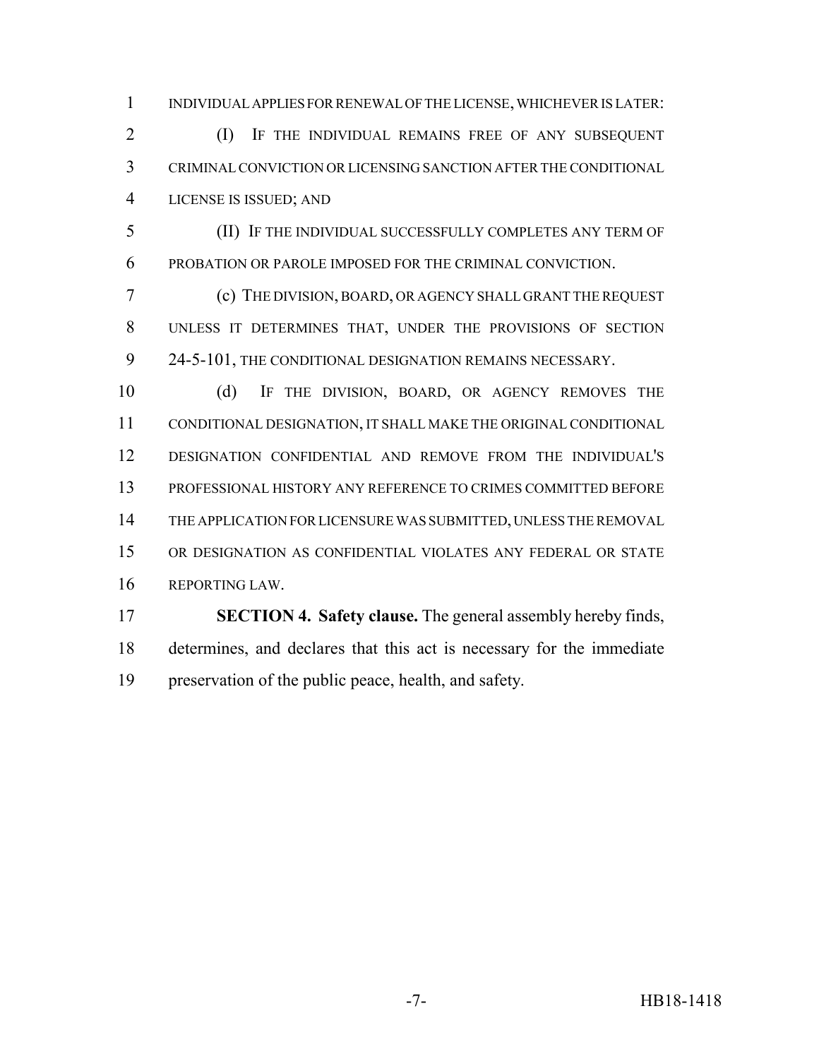INDIVIDUAL APPLIES FOR RENEWAL OF THE LICENSE, WHICHEVER IS LATER:

(I) IF THE INDIVIDUAL REMAINS FREE OF ANY SUBSEQUENT CRIMINAL CONVICTION OR LICENSING SANCTION AFTER THE CONDITIONAL LICENSE IS ISSUED; AND

(II) IF THE INDIVIDUAL SUCCESSFULLY COMPLETES ANY TERM OF PROBATION OR PAROLE IMPOSED FOR THE CRIMINAL CONVICTION.

(c) THE DIVISION, BOARD, OR AGENCY SHALL GRANT THE REQUEST UNLESS IT DETERMINES THAT, UNDER THE PROVISIONS OF SECTION 24-5-101, THE CONDITIONAL DESIGNATION REMAINS NECESSARY.

(d) IF THE DIVISION, BOARD, OR AGENCY REMOVES THE CONDITIONAL DESIGNATION, IT SHALL MAKE THE ORIGINAL CONDITIONAL DESIGNATION CONFIDENTIAL AND REMOVE FROM THE INDIVIDUAL'S PROFESSIONAL HISTORY ANY REFERENCE TO CRIMES COMMITTED BEFORE THE APPLICATION FOR LICENSURE WAS SUBMITTED, UNLESS THE REMOVAL OR DESIGNATION AS CONFIDENTIAL VIOLATES ANY FEDERAL OR STATE REPORTING LAW.

**SECTION 4. Safety clause.** The general assembly hereby finds, determines, and declares that this act is necessary for the immediate preservation of the public peace, health, and safety.